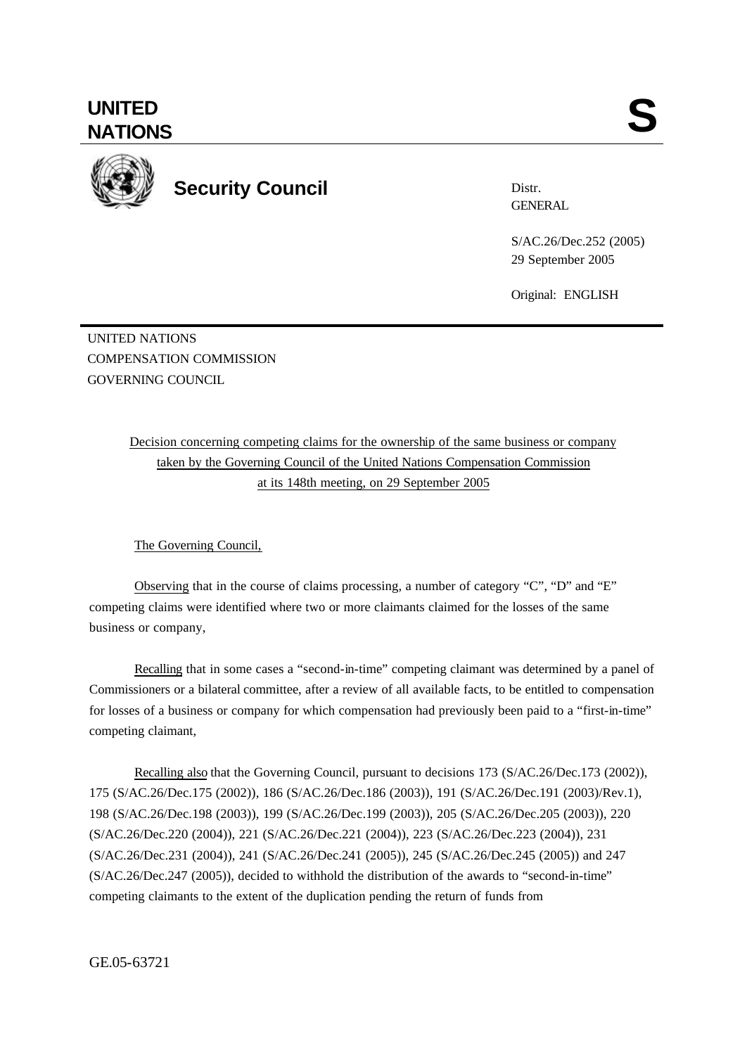**UNITED NATIONS**

# S

## Security Council

Distr.
GENERAL

S/AC.26/Dec.252 (2005)
29 September 2005

Original: ENGLISH

UNITED NATIONS
COMPENSATION COMMISSION
GOVERNING COUNCIL

Decision concerning competing claims for the ownership of the same business or company taken by the Governing Council of the United Nations Compensation Commission at its 148th meeting, on 29 September 2005

The Governing Council,

Observing that in the course of claims processing, a number of category "C", "D" and "E" competing claims were identified where two or more claimants claimed for the losses of the same business or company,

Recalling that in some cases a "second-in-time" competing claimant was determined by a panel of Commissioners or a bilateral committee, after a review of all available facts, to be entitled to compensation for losses of a business or company for which compensation had previously been paid to a "first-in-time" competing claimant,

Recalling also that the Governing Council, pursuant to decisions 173 (S/AC.26/Dec.173 (2002)), 175 (S/AC.26/Dec.175 (2002)), 186 (S/AC.26/Dec.186 (2003)), 191 (S/AC.26/Dec.191 (2003)/Rev.1), 198 (S/AC.26/Dec.198 (2003)), 199 (S/AC.26/Dec.199 (2003)), 205 (S/AC.26/Dec.205 (2003)), 220 (S/AC.26/Dec.220 (2004)), 221 (S/AC.26/Dec.221 (2004)), 223 (S/AC.26/Dec.223 (2004)), 231 (S/AC.26/Dec.231 (2004)), 241 (S/AC.26/Dec.241 (2005)), 245 (S/AC.26/Dec.245 (2005)) and 247 (S/AC.26/Dec.247 (2005)), decided to withhold the distribution of the awards to "second-in-time" competing claimants to the extent of the duplication pending the return of funds from

GE.05-63721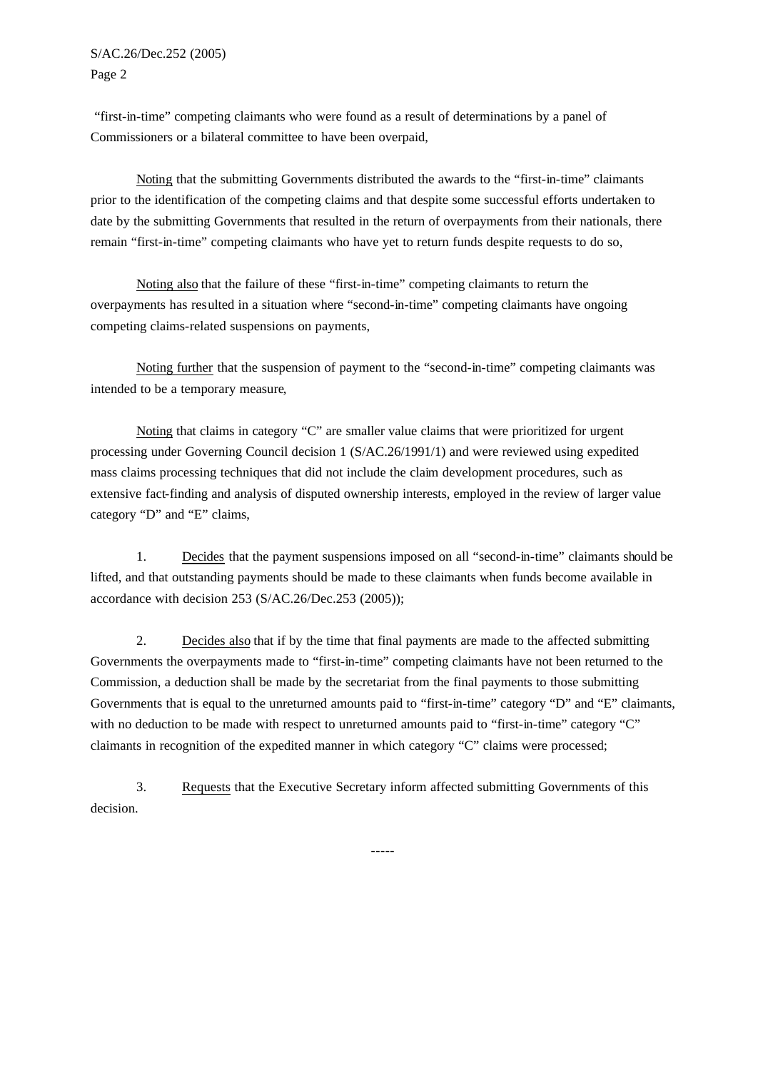"first-in-time" competing claimants who were found as a result of determinations by a panel of Commissioners or a bilateral committee to have been overpaid,

Noting that the submitting Governments distributed the awards to the "first-in-time" claimants prior to the identification of the competing claims and that despite some successful efforts undertaken to date by the submitting Governments that resulted in the return of overpayments from their nationals, there remain "first-in-time" competing claimants who have yet to return funds despite requests to do so,

Noting also that the failure of these "first-in-time" competing claimants to return the overpayments has resulted in a situation where "second-in-time" competing claimants have ongoing competing claims-related suspensions on payments,

Noting further that the suspension of payment to the "second-in-time" competing claimants was intended to be a temporary measure,

Noting that claims in category "C" are smaller value claims that were prioritized for urgent processing under Governing Council decision 1 (S/AC.26/1991/1) and were reviewed using expedited mass claims processing techniques that did not include the claim development procedures, such as extensive fact-finding and analysis of disputed ownership interests, employed in the review of larger value category "D" and "E" claims,

1. Decides that the payment suspensions imposed on all "second-in-time" claimants should be lifted, and that outstanding payments should be made to these claimants when funds become available in accordance with decision 253 (S/AC.26/Dec.253 (2005));

2. Decides also that if by the time that final payments are made to the affected submitting Governments the overpayments made to "first-in-time" competing claimants have not been returned to the Commission, a deduction shall be made by the secretariat from the final payments to those submitting Governments that is equal to the unreturned amounts paid to "first-in-time" category "D" and "E" claimants, with no deduction to be made with respect to unreturned amounts paid to "first-in-time" category "C" claimants in recognition of the expedited manner in which category "C" claims were processed;

3. Requests that the Executive Secretary inform affected submitting Governments of this decision.

-----